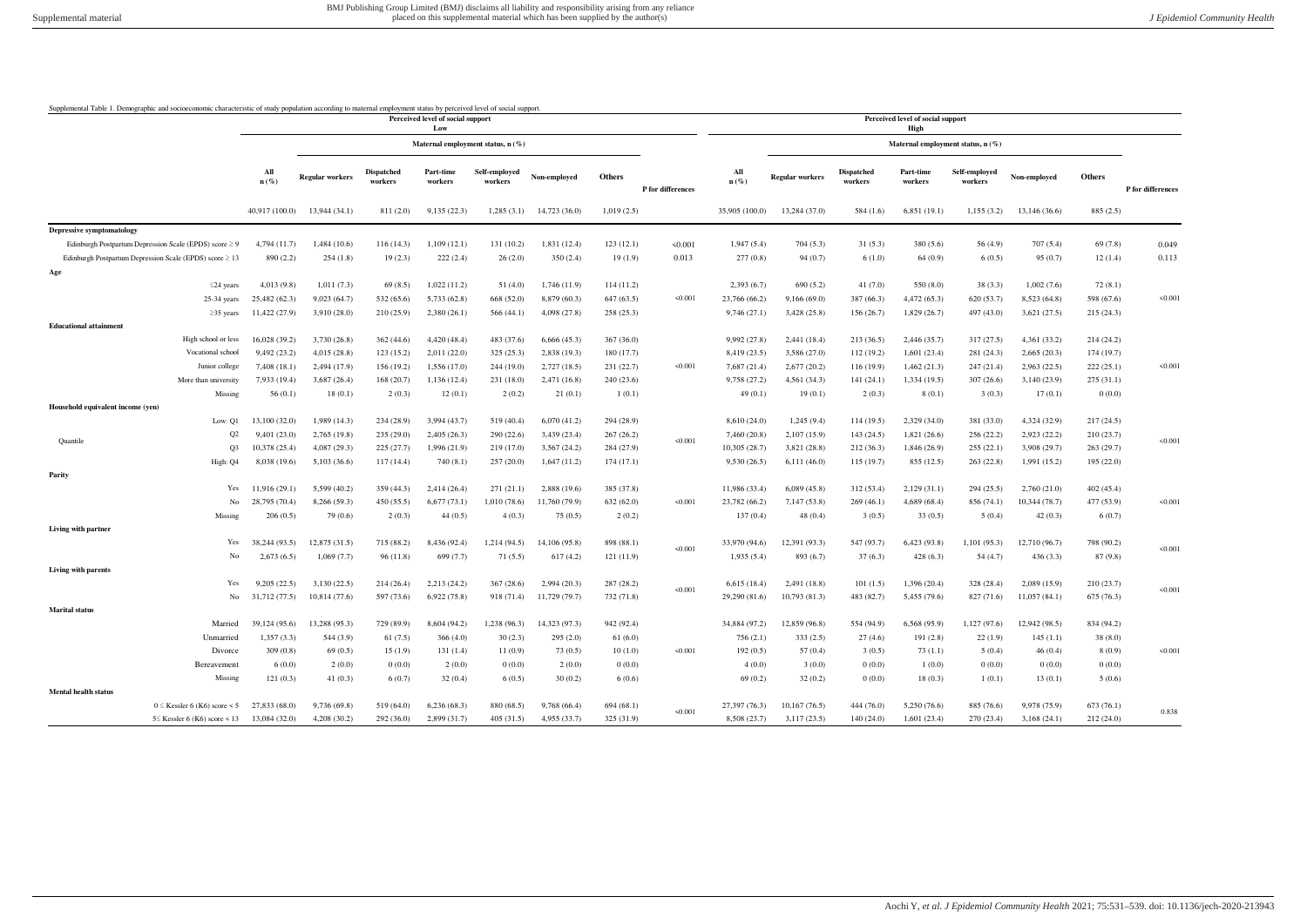Supplemental Table 1. Demographic and socioeconomic characteristic of study population according to maternal employment status by perceived level of social support.

| | Perceived level of social support Low | | | | | | | | Perceived level of social support High | | | | | | | |
|---|---|---|---|---|---|---|---|---|---|---|---|---|---|---|---|---|
| | | Maternal employment status, n (%) | | | | | | | | Maternal employment status, n (%) | | | | | | |
| | All n (%) | Regular workers | Dispatched workers | Part-time workers | Self-employed workers | Non-employed | Others | P for differences | All n (%) | Regular workers | Dispatched workers | Part-time workers | Self-employed workers | Non-employed | Others | P for differences |
| | 40,917 (100.0) | 13,944 (34.1) | 811 (2.0) | 9,135 (22.3) | 1,285 (3.1) | 14,723 (36.0) | 1,019 (2.5) | | 35,905 (100.0) | 13,284 (37.0) | 584 (1.6) | 6,851 (19.1) | 1,155 (3.2) | 13,146 (36.6) | 885 (2.5) | |
| **Depressive symptomatology** | | | | | | | | | | | | | | | | |
| Edinburgh Postpartum Depression Scale (EPDS) score ≥ 9 | 4,794 (11.7) | 1,484 (10.6) | 116 (14.3) | 1,109 (12.1) | 131 (10.2) | 1,831 (12.4) | 123 (12.1) | <0.001 | 1,947 (5.4) | 704 (5.3) | 31 (5.3) | 380 (5.6) | 56 (4.9) | 707 (5.4) | 69 (7.8) | 0.049 |
| Edinburgh Postpartum Depression Scale (EPDS) score ≥ 13 | 890 (2.2) | 254 (1.8) | 19 (2.3) | 222 (2.4) | 26 (2.0) | 350 (2.4) | 19 (1.9) | 0.013 | 277 (0.8) | 94 (0.7) | 6 (1.0) | 64 (0.9) | 6 (0.5) | 95 (0.7) | 12 (1.4) | 0.113 |
| **Age** | | | | | | | | | | | | | | | | |
| ≤24 years | 4,013 (9.8) | 1,011 (7.3) | 69 (8.5) | 1,022 (11.2) | 51 (4.0) | 1,746 (11.9) | 114 (11.2) | | 2,393 (6.7) | 690 (5.2) | 41 (7.0) | 550 (8.0) | 38 (3.3) | 1,002 (7.6) | 72 (8.1) | |
| 25-34 years | 25,482 (62.3) | 9,023 (64.7) | 532 (65.6) | 5,733 (62.8) | 668 (52.0) | 8,879 (60.3) | 647 (63.5) | <0.001 | 23,766 (66.2) | 9,166 (69.0) | 387 (66.3) | 4,472 (65.3) | 620 (53.7) | 8,523 (64.8) | 598 (67.6) | <0.001 |
| ≥35 years | 11,422 (27.9) | 3,910 (28.0) | 210 (25.9) | 2,380 (26.1) | 566 (44.1) | 4,098 (27.8) | 258 (25.3) | | 9,746 (27.1) | 3,428 (25.8) | 156 (26.7) | 1,829 (26.7) | 497 (43.0) | 3,621 (27.5) | 215 (24.3) | |
| **Educational attainment** | | | | | | | | | | | | | | | | |
| High school or less | 16,028 (39.2) | 3,730 (26.8) | 362 (44.6) | 4,420 (48.4) | 483 (37.6) | 6,666 (45.3) | 367 (36.0) | | 9,992 (27.8) | 2,441 (18.4) | 213 (36.5) | 2,446 (35.7) | 317 (27.5) | 4,361 (33.2) | 214 (24.2) | |
| Vocational school | 9,492 (23.2) | 4,015 (28.8) | 123 (15.2) | 2,011 (22.0) | 325 (25.3) | 2,838 (19.3) | 180 (17.7) | | 8,419 (23.5) | 3,586 (27.0) | 112 (19.2) | 1,601 (23.4) | 281 (24.3) | 2,665 (20.3) | 174 (19.7) | |
| Junior college | 7,408 (18.1) | 2,494 (17.9) | 156 (19.2) | 1,556 (17.0) | 244 (19.0) | 2,727 (18.5) | 231 (22.7) | <0.001 | 7,687 (21.4) | 2,677 (20.2) | 116 (19.9) | 1,462 (21.3) | 247 (21.4) | 2,963 (22.5) | 222 (25.1) | <0.001 |
| More than university | 7,933 (19.4) | 3,687 (26.4) | 168 (20.7) | 1,136 (12.4) | 231 (18.0) | 2,471 (16.8) | 240 (23.6) | | 9,758 (27.2) | 4,561 (34.3) | 141 (24.1) | 1,334 (19.5) | 307 (26.6) | 3,140 (23.9) | 275 (31.1) | |
| Missing | 56 (0.1) | 18 (0.1) | 2 (0.3) | 12 (0.1) | 2 (0.2) | 21 (0.1) | 1 (0.1) | | 49 (0.1) | 19 (0.1) | 2 (0.3) | 8 (0.1) | 3 (0.3) | 17 (0.1) | 0 (0.0) | |
| **Household equivalent income (yen)** | | | | | | | | | | | | | | | | |
| Quantile Low: Q1 | 13,100 (32.0) | 1,989 (14.3) | 234 (28.9) | 3,994 (43.7) | 519 (40.4) | 6,070 (41.2) | 294 (28.9) | | 8,610 (24.0) | 1,245 (9.4) | 114 (19.5) | 2,329 (34.0) | 381 (33.0) | 4,324 (32.9) | 217 (24.5) | |
| Q2 | 9,401 (23.0) | 2,765 (19.8) | 235 (29.0) | 2,405 (26.3) | 290 (22.6) | 3,439 (23.4) | 267 (26.2) | <0.001 | 7,460 (20.8) | 2,107 (15.9) | 143 (24.5) | 1,821 (26.6) | 256 (22.2) | 2,923 (22.2) | 210 (23.7) | <0.001 |
| Q3 | 10,378 (25.4) | 4,087 (29.3) | 225 (27.7) | 1,996 (21.9) | 219 (17.0) | 3,567 (24.2) | 284 (27.9) | | 10,305 (28.7) | 3,821 (28.8) | 212 (36.3) | 1,846 (26.9) | 255 (22.1) | 3,908 (29.7) | 263 (29.7) | |
| High: Q4 | 8,038 (19.6) | 5,103 (36.6) | 117 (14.4) | 740 (8.1) | 257 (20.0) | 1,647 (11.2) | 174 (17.1) | | 9,530 (26.5) | 6,111 (46.0) | 115 (19.7) | 855 (12.5) | 263 (22.8) | 1,991 (15.2) | 195 (22.0) | |
| **Parity** | | | | | | | | | | | | | | | | |
| Yes | 11,916 (29.1) | 5,599 (40.2) | 359 (44.3) | 2,414 (26.4) | 271 (21.1) | 2,888 (19.6) | 385 (37.8) | | 11,986 (33.4) | 6,089 (45.8) | 312 (53.4) | 2,129 (31.1) | 294 (25.5) | 2,760 (21.0) | 402 (45.4) | |
| No | 28,795 (70.4) | 8,266 (59.3) | 450 (55.5) | 6,677 (73.1) | 1,010 (78.6) | 11,760 (79.9) | 632 (62.0) | <0.001 | 23,782 (66.2) | 7,147 (53.8) | 269 (46.1) | 4,689 (68.4) | 856 (74.1) | 10,344 (78.7) | 477 (53.9) | <0.001 |
| Missing | 206 (0.5) | 79 (0.6) | 2 (0.3) | 44 (0.5) | 4 (0.3) | 75 (0.5) | 2 (0.2) | | 137 (0.4) | 48 (0.4) | 3 (0.5) | 33 (0.5) | 5 (0.4) | 42 (0.3) | 6 (0.7) | |
| **Living with partner** | | | | | | | | | | | | | | | | |
| Yes | 38,244 (93.5) | 12,875 (31.5) | 715 (88.2) | 8,436 (92.4) | 1,214 (94.5) | 14,106 (95.8) | 898 (88.1) | <0.001 | 33,970 (94.6) | 12,391 (93.3) | 547 (93.7) | 6,423 (93.8) | 1,101 (95.3) | 12,710 (96.7) | 798 (90.2) | <0.001 |
| No | 2,673 (6.5) | 1,069 (7.7) | 96 (11.8) | 699 (7.7) | 71 (5.5) | 617 (4.2) | 121 (11.9) | | 1,935 (5.4) | 893 (6.7) | 37 (6.3) | 428 (6.3) | 54 (4.7) | 436 (3.3) | 87 (9.8) | |
| **Living with parents** | | | | | | | | | | | | | | | | |
| Yes | 9,205 (22.5) | 3,130 (22.5) | 214 (26.4) | 2,213 (24.2) | 367 (28.6) | 2,994 (20.3) | 287 (28.2) | <0.001 | 6,615 (18.4) | 2,491 (18.8) | 101 (1.5) | 1,396 (20.4) | 328 (28.4) | 2,089 (15.9) | 210 (23.7) | <0.001 |
| No | 31,712 (77.5) | 10,814 (77.6) | 597 (73.6) | 6,922 (75.8) | 918 (71.4) | 11,729 (79.7) | 732 (71.8) | | 29,290 (81.6) | 10,793 (81.3) | 483 (82.7) | 5,455 (79.6) | 827 (71.6) | 11,057 (84.1) | 675 (76.3) | |
| **Marital status** | | | | | | | | | | | | | | | | |
| Married | 39,124 (95.6) | 13,288 (95.3) | 729 (89.9) | 8,604 (94.2) | 1,238 (96.3) | 14,323 (97.3) | 942 (92.4) | | 34,884 (97.2) | 12,859 (96.8) | 554 (94.9) | 6,568 (95.9) | 1,127 (97.6) | 12,942 (98.5) | 834 (94.2) | |
| Unmarried | 1,357 (3.3) | 544 (3.9) | 61 (7.5) | 366 (4.0) | 30 (2.3) | 295 (2.0) | 61 (6.0) | | 756 (2.1) | 333 (2.5) | 27 (4.6) | 191 (2.8) | 22 (1.9) | 145 (1.1) | 38 (8.0) | |
| Divorce | 309 (0.8) | 69 (0.5) | 15 (1.9) | 131 (1.4) | 11 (0.9) | 73 (0.5) | 10 (1.0) | <0.001 | 192 (0.5) | 57 (0.4) | 3 (0.5) | 73 (1.1) | 5 (0.4) | 46 (0.4) | 8 (0.9) | <0.001 |
| Bereavement | 6 (0.0) | 2 (0.0) | 0 (0.0) | 2 (0.0) | 0 (0.0) | 2 (0.0) | 0 (0.0) | | 4 (0.0) | 3 (0.0) | 0 (0.0) | 1 (0.0) | 0 (0.0) | 0 (0.0) | 0 (0.0) | |
| Missing | 121 (0.3) | 41 (0.3) | 6 (0.7) | 32 (0.4) | 6 (0.5) | 30 (0.2) | 6 (0.6) | | 69 (0.2) | 32 (0.2) | 0 (0.0) | 18 (0.3) | 1 (0.1) | 13 (0.1) | 5 (0.6) | |
| **Mental health status** | | | | | | | | | | | | | | | | |
| 0 ≤ Kessler 6 (K6) score < 5 | 27,833 (68.0) | 9,736 (69.8) | 519 (64.0) | 6,236 (68.3) | 880 (68.5) | 9,768 (66.4) | 694 (68.1) | <0.001 | 27,397 (76.3) | 10,167 (76.5) | 444 (76.0) | 5,250 (76.6) | 885 (76.6) | 9,978 (75.9) | 673 (76.1) | 0.838 |
| 5≤ Kessler 6 (K6) score < 13 | 13,084 (32.0) | 4,208 (30.2) | 292 (36.0) | 2,899 (31.7) | 405 (31.5) | 4,955 (33.7) | 325 (31.9) | | 8,508 (23.7) | 3,117 (23.5) | 140 (24.0) | 1,601 (23.4) | 270 (23.4) | 3,168 (24.1) | 212 (24.0) | |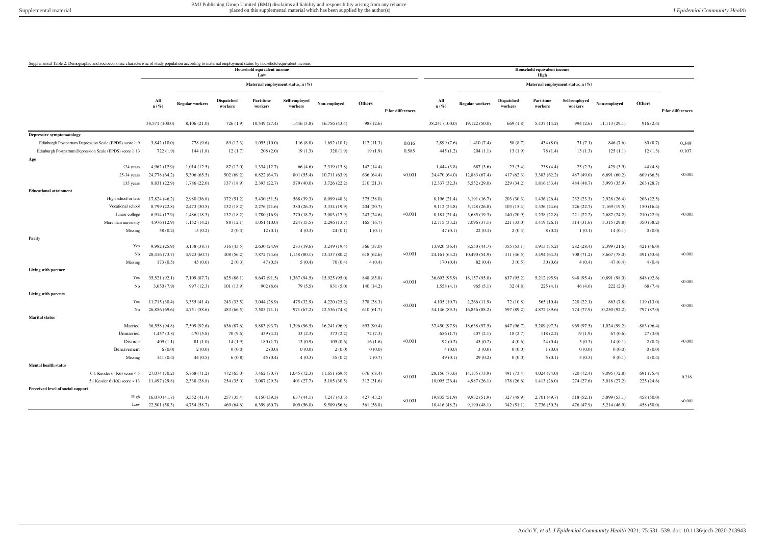Supplemental Table 2. Demographic and socioeconomic characteristic of study population according to maternal employment status by household equivalent income.

| | Household equivalent income Low | | | | | | | | Household equivalent income High | | | | | | | |
|---|---|---|---|---|---|---|---|---|---|---|---|---|---|---|---|---|
| | | Maternal employment status, n (%) | | | | | | | | Maternal employment status, n (%) | | | | | | |
| | All n (%) | Regular workers | Dispatched workers | Part-time workers | Self-employed workers | Non-employed | Others | P for differences | All n (%) | Regular workers | Dispatched workers | Part-time workers | Self-employed workers | Non-employed | Others | P for differences |
| | 38,571 (100.0) | 8,106 (21.0) | 726 (1.9) | 10,549 (27.4) | 1,446 (3.8) | 16,756 (43.4) | 988 (2.6) | | 38,251 (100.0) | 19,122 (50.0) | 669 (1.8) | 5,437 (14.2) | 994 (2.6) | 11,113 (29.1) | 916 (2.4) | |
| **Depressive symptomatology** | | | | | | | | | | | | | | | | |
| Edinburgh Postpartum Depression Scale (EPDS) score ≥ 9 | 3,842 (10.0) | 778 (9.6) | 89 (12.3) | 1,055 (10.0) | 116 (8.0) | 1,692 (10.1) | 112 (11.3) | 0.016 | 2,899 (7.6) | 1,410 (7.4) | 58 (8.7) | 434 (8.0) | 71 (7.1) | 846 (7.6) | 80 (8.7) | 0.349 |
| Edinburgh Postpartum Depression Scale (EPDS) score ≥ 13 | 722 (1.9) | 144 (1.8) | 12 (1.7) | 208 (2.0) | 19 (1.3) | 320 (1.9) | 19 (1.9) | 0.585 | 445 (1.2) | 204 (1.1) | 13 (1.9) | 78 (1.4) | 13 (1.3) | 125 (1.1) | 12 (1.3) | 0.107 |
| **Age** | | | | | | | | | | | | | | | | |
| ≤24 years | 4,962 (12.9) | 1,014 (12.5) | 87 (12.0) | 1,334 (12.7) | 66 (4.6) | 2,319 (13.8) | 142 (14.4) | | 1,444 (3.8) | 687 (3.6) | 23 (3.4) | 238 (4.4) | 23 (2.3) | 429 (3.9) | 44 (4.8) | |
| 25-34 years | 24,778 (64.2) | 5,306 (65.5) | 502 (69.2) | 6,822 (64.7) | 801 (55.4) | 10,711 (63.9) | 636 (64.4) | <0.001 | 24,470 (64.0) | 12,883 (67.4) | 417 (62.3) | 3,383 (62.2) | 487 (49.0) | 6,691 (60.2) | 609 (66.5) | <0.001 |
| ≥35 years | 8,831 (22.9) | 1,786 (22.0) | 137 (18.9) | 2,393 (22.7) | 579 (40.0) | 3,726 (22.2) | 210 (21.3) | | 12,337 (32.3) | 5,552 (29.0) | 229 (34.2) | 1,816 (33.4) | 484 (48.7) | 3,993 (35.9) | 263 (28.7) | |
| **Educational attainment** | | | | | | | | | | | | | | | | |
| High school or less | 17,824 (46.2) | 2,980 (36.8) | 372 (51.2) | 5,430 (51.5) | 568 (39.3) | 8,099 (48.3) | 375 (38.0) | | 8,196 (21.4) | 3,191 (16.7) | 203 (30.3) | 1,436 (26.4) | 232 (23.3) | 2,928 (26.4) | 206 (22.5) | |
| Vocational school | 8,799 (22.8) | 2,473 (30.5) | 132 (18.2) | 2,276 (21.6) | 380 (26.3) | 3,334 (19.9) | 204 (20.7) | | 9,112 (23.8) | 5,128 (26.8) | 103 (15.4) | 1,336 (24.6) | 226 (22.7) | 2,169 (19.5) | 150 (16.4) | |
| Junior college | 6,914 (17.9) | 1,486 (18.3) | 132 (18.2) | 1,780 (16.9) | 270 (18.7) | 3,003 (17.9) | 243 (24.6) | <0.001 | 8,181 (21.4) | 3,685 (19.3) | 140 (20.9) | 1,238 (22.8) | 221 (22.2) | 2,687 (24.2) | 210 (22.9) | <0.001 |
| More than university | 4,976 (12.9) | 1,152 (14.2) | 88 (12.1) | 1,051 (10.0) | 224 (15.5) | 2,296 (13.7) | 165 (16.7) | | 12,715 (33.2) | 7,096 (37.1) | 221 (33.0) | 1,419 (26.1) | 314 (31.6) | 3,315 (29.8) | 350 (38.2) | |
| Missing | 58 (0.2) | 15 (0.2) | 2 (0.3) | 12 (0.1) | 4 (0.3) | 24 (0.1) | 1 (0.1) | | 47 (0.1) | 22 (0.1) | 2 (0.3) | 8 (0.2) | 1 (0.1) | 14 (0.1) | 0 (0.0) | |
| **Parity** | | | | | | | | | | | | | | | | |
| Yes | 9,982 (25.9) | 3,138 (38.7) | 316 (43.5) | 2,630 (24.9) | 283 (19.6) | 3,249 (19.4) | 366 (37.0) | | 13,920 (36.4) | 8,550 (44.7) | 355 (53.1) | 1,913 (35.2) | 282 (28.4) | 2,399 (21.6) | 421 (46.0) | |
| No | 28,416 (73.7) | 4,923 (60.7) | 408 (56.2) | 7,872 (74.6) | 1,158 (80.1) | 13,437 (80.2) | 618 (62.6) | <0.001 | 24,161 (63.2) | 10,490 (54.9) | 311 (46.5) | 3,494 (64.3) | 708 (71.2) | 8,667 (78.0) | 491 (53.6) | <0.001 |
| Missing | 173 (0.5) | 45 (0.6) | 2 (0.3) | 47 (0.5) | 5 (0.4) | 70 (0.4) | 4 (0.4) | | 170 (0.4) | 82 (0.4) | 3 (0.5) | 30 (0.6) | 4 (0.4) | 47 (0.4) | 4 (0.4) | |
| **Living with partner** | | | | | | | | | | | | | | | | |
| Yes | 35,521 (92.1) | 7,109 (87.7) | 625 (86.1) | 9,647 (91.5) | 1,367 (94.5) | 15,925 (95.0) | 848 (85.8) | <0.001 | 36,693 (95.9) | 18,157 (95.0) | 637 (95.2) | 5,212 (95.9) | 948 (95.4) | 10,891 (98.0) | 848 (92.6) | <0.001 |
| No | 3,050 (7.9) | 997 (12.3) | 101 (13.9) | 902 (8.6) | 79 (5.5) | 831 (5.0) | 140 (14.2) | | 1,558 (4.1) | 965 (5.1) | 32 (4.8) | 225 (4.1) | 46 (4.6) | 222 (2.0) | 68 (7.4) | |
| **Living with parents** | | | | | | | | | | | | | | | | |
| Yes | 11,715 (30.4) | 3,355 (41.4) | 243 (33.5) | 3,044 (28.9) | 475 (32.9) | 4,220 (25.2) | 378 (38.3) | <0.001 | 4,105 (10.7) | 2,266 (11.9) | 72 (10.8) | 565 (10.4) | 220 (22.1) | 863 (7.8) | 119 (13.0) | <0.001 |
| No | 26,856 (69.6) | 4,751 (58.6) | 483 (66.5) | 7,505 (71.1) | 971 (67.2) | 12,536 (74.8) | 610 (61.7) | | 34,146 (89.3) | 16,856 (88.2) | 597 (89.2) | 4,872 (89.6) | 774 (77.9) | 10,250 (92.2) | 797 (87.0) | |
| **Marital status** | | | | | | | | | | | | | | | | |
| Married | 36,558 (94.8) | 7,509 (92.6) | 636 (87.6) | 9,883 (93.7) | 1,396 (96.5) | 16,241 (96.9) | 893 (90.4) | | 37,450 (97.9) | 18,638 (97.5) | 647 (96.7) | 5,289 (97.3) | 969 (97.5) | 11,024 (99.2) | 883 (96.4) | |
| Unmarried | 1,457 (3.8) | 470 (5.8) | 70 (9.6) | 439 (4.2) | 33 (2.3) | 373 (2.2) | 72 (7.3) | | 656 (1.7) | 407 (2.1) | 18 (2.7) | 118 (2.2) | 19 (1.9) | 67 (0.6) | 27 (3.0) | |
| Divorce | 409 (1.1) | 81 (1.0) | 14 (1.9) | 180 (1.7) | 13 (0.9) | 105 (0.6) | 16 (1.6) | <0.001 | 92 (0.2) | 45 (0.2) | 4 (0.6) | 24 (0.4) | 3 (0.3) | 14 (0.1) | 2 (0.2) | <0.001 |
| Bereavement | 6 (0.0) | 2 (0.0) | 0 (0.0) | 2 (0.0) | 0 (0.0) | 2 (0.0) | 0 (0.0) | | 4 (0.0) | 3 (0.0) | 0 (0.0) | 1 (0.0) | 0 (0.0) | 0 (0.0) | 0 (0.0) | |
| Missing | 141 (0.4) | 44 (0.5) | 6 (0.8) | 45 (0.4) | 4 (0.3) | 35 (0.2) | 7 (0.7) | | 49 (0.1) | 29 (0.2) | 0 (0.0) | 5 (0.1) | 3 (0.3) | 8 (0.1) | 4 (0.4) | |
| **Mental health status** | | | | | | | | | | | | | | | | |
| 0 ≤ Kessler 6 (K6) score < 5 | 27,074 (70.2) | 5,768 (71.2) | 472 (65.0) | 7,462 (70.7) | 1,045 (72.3) | 11,651 (69.5) | 676 (68.4) | <0.001 | 28,156 (73.6) | 14,135 (73.9) | 491 (73.4) | 4,024 (74.0) | 720 (72.4) | 8,095 (72.8) | 691 (75.4) | 0.216 |
| 5≤ Kessler 6 (K6) score < 13 | 11,497 (29.8) | 2,338 (28.8) | 254 (35.0) | 3,087 (29.3) | 401 (27.7) | 5,105 (30.5) | 312 (31.6) | | 10,095 (26.4) | 4,987 (26.1) | 178 (26.6) | 1,413 (26.0) | 274 (27.6) | 3,018 (27.2) | 225 (24.6) | |
| **Perceived level of social support** | | | | | | | | | | | | | | | | |
| High | 16,070 (41.7) | 3,352 (41.4) | 257 (35.4) | 4,150 (39.3) | 637 (44.1) | 7,247 (43.3) | 427 (43.2) | <0.001 | 19,835 (51.9) | 9,932 (51.9) | 327 (48.9) | 2,701 (49.7) | 518 (52.1) | 5,899 (53.1) | 458 (50.0) | <0.001 |
| Low | 22,501 (58.3) | 4,754 (58.7) | 469 (64.6) | 6,399 (60.7) | 809 (56.0) | 9,509 (56.8) | 561 (56.8) | | 18,416 (48.2) | 9,190 (48.1) | 342 (51.1) | 2,736 (50.3) | 476 (47.9) | 5,214 (46.9) | 458 (50.0) | |